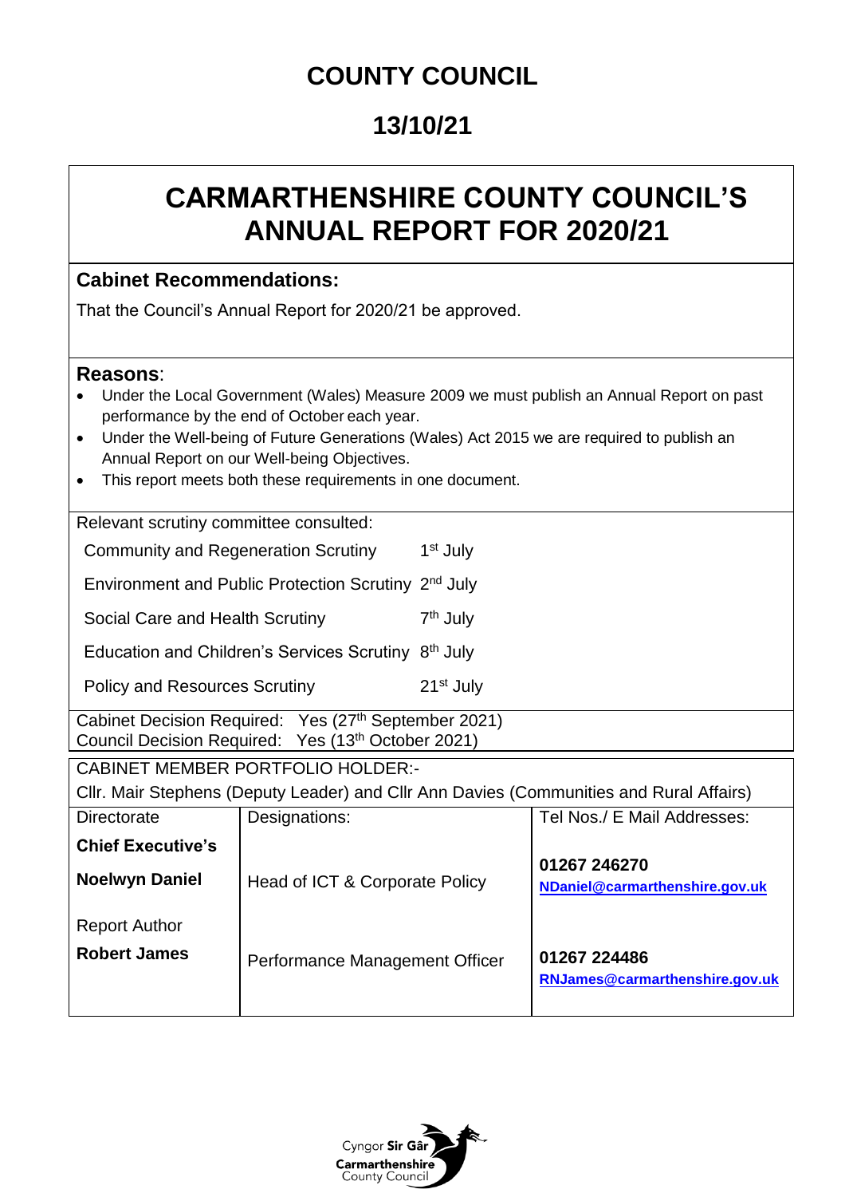# COUNTY COUNCIL

## 13/10/21

# CARMARTHENSHIRE COUNTY COUNCIL'S ANNUAL REPORT FOR 2020/21

**Cabinet Recommendations:**

That the Council's Annual Report for 2020/21 be approved.

**Reasons**:

- Under the Local Government (Wales) Measure 2009 we must publish an Annual Report on past performance by the end of October each year.
- Under the Well-being of Future Generations (Wales) Act 2015 we are required to publish an Annual Report on our Well-being Objectives.
- This report meets both these requirements in one document.

Relevant scrutiny committee consulted:

| | |
|---|---|
| Community and Regeneration Scrutiny | 1st July |
| Environment and Public Protection Scrutiny | 2nd July |
| Social Care and Health Scrutiny | 7th July |
| Education and Children's Services Scrutiny | 8th July |
| Policy and Resources Scrutiny | 21st July |

Cabinet Decision Required: Yes (27th September 2021)
Council Decision Required: Yes (13th October 2021)

CABINET MEMBER PORTFOLIO HOLDER:-
Cllr. Mair Stephens (Deputy Leader) and Cllr Ann Davies (Communities and Rural Affairs)

| Directorate | Designations: | Tel Nos./ E Mail Addresses: |
|---|---|---|
| **Chief Executive's** | | |
| **Noelwyn Daniel** | Head of ICT & Corporate Policy | **01267 246270** **NDaniel@carmarthenshire.gov.uk** |
| Report Author | | |
| **Robert James** | Performance Management Officer | **01267 224486** **RNJames@carmarthenshire.gov.uk** |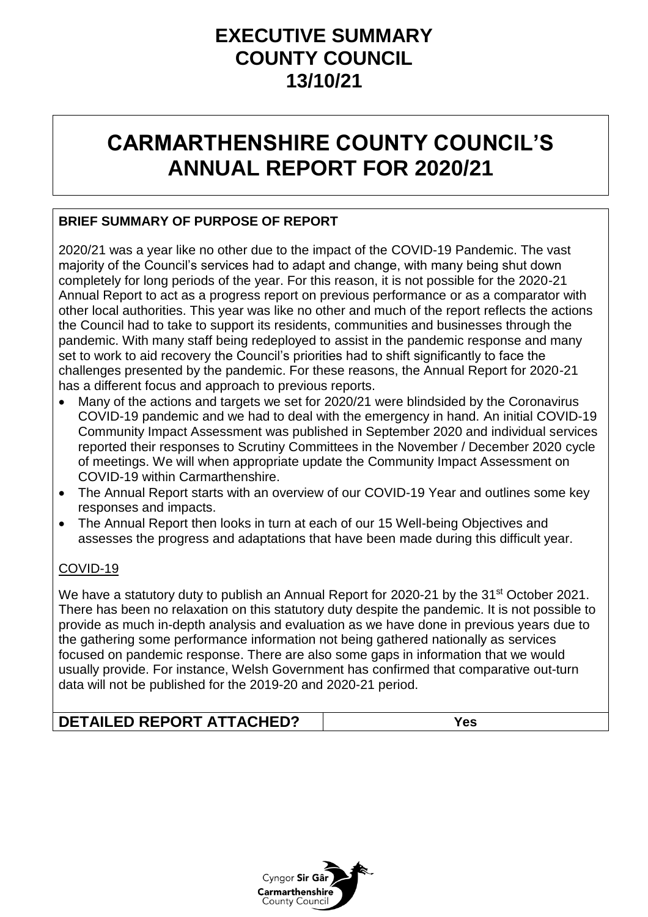# EXECUTIVE SUMMARY
# COUNTY COUNCIL
# 13/10/21

# CARMARTHENSHIRE COUNTY COUNCIL'S ANNUAL REPORT FOR 2020/21

**BRIEF SUMMARY OF PURPOSE OF REPORT**

2020/21 was a year like no other due to the impact of the COVID-19 Pandemic. The vast majority of the Council's services had to adapt and change, with many being shut down completely for long periods of the year. For this reason, it is not possible for the 2020-21 Annual Report to act as a progress report on previous performance or as a comparator with other local authorities. This year was like no other and much of the report reflects the actions the Council had to take to support its residents, communities and businesses through the pandemic. With many staff being redeployed to assist in the pandemic response and many set to work to aid recovery the Council's priorities had to shift significantly to face the challenges presented by the pandemic. For these reasons, the Annual Report for 2020-21 has a different focus and approach to previous reports.

- Many of the actions and targets we set for 2020/21 were blindsided by the Coronavirus COVID-19 pandemic and we had to deal with the emergency in hand. An initial COVID-19 Community Impact Assessment was published in September 2020 and individual services reported their responses to Scrutiny Committees in the November / December 2020 cycle of meetings. We will when appropriate update the Community Impact Assessment on COVID-19 within Carmarthenshire.
- The Annual Report starts with an overview of our COVID-19 Year and outlines some key responses and impacts.
- The Annual Report then looks in turn at each of our 15 Well-being Objectives and assesses the progress and adaptations that have been made during this difficult year.

COVID-19

We have a statutory duty to publish an Annual Report for 2020-21 by the 31st October 2021. There has been no relaxation on this statutory duty despite the pandemic. It is not possible to provide as much in-depth analysis and evaluation as we have done in previous years due to the gathering some performance information not being gathered nationally as services focused on pandemic response. There are also some gaps in information that we would usually provide. For instance, Welsh Government has confirmed that comparative out-turn data will not be published for the 2019-20 and 2020-21 period.

| **DETAILED REPORT ATTACHED?** | **Yes** |
|---|---|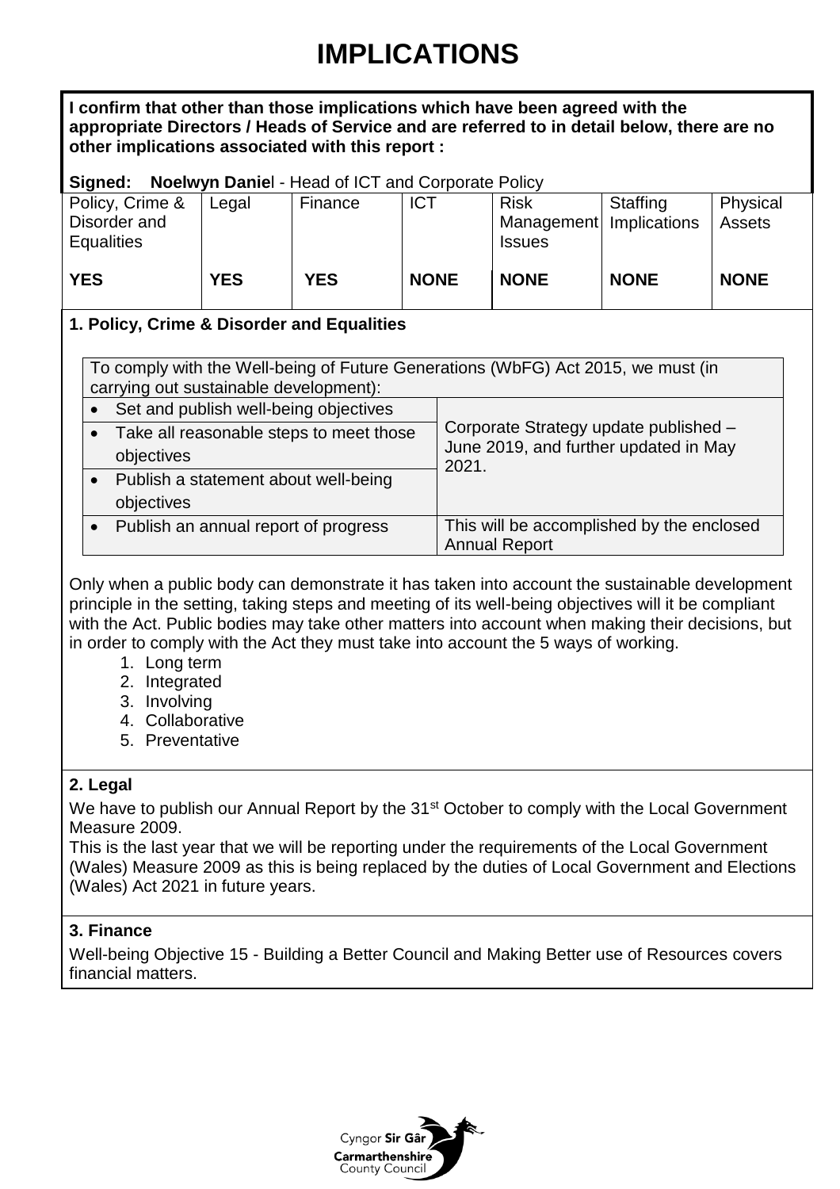# IMPLICATIONS

**I confirm that other than those implications which have been agreed with the appropriate Directors / Heads of Service and are referred to in detail below, there are no other implications associated with this report :**

**Signed: Noelwyn Daniel** - Head of ICT and Corporate Policy

| Policy, Crime & Disorder and Equalities | Legal | Finance | ICT | Risk Management Issues | Staffing Implications | Physical Assets |
|---|---|---|---|---|---|---|
| **YES** | **YES** | **YES** | **NONE** | **NONE** | **NONE** | **NONE** |

### 1. Policy, Crime & Disorder and Equalities

| To comply with the Well-being of Future Generations (WbFG) Act 2015, we must (in carrying out sustainable development): | |
|---|---|
| • Set and publish well-being objectives | Corporate Strategy update published – June 2019, and further updated in May 2021. |
| • Take all reasonable steps to meet those objectives | |
| • Publish a statement about well-being objectives | |
| • Publish an annual report of progress | This will be accomplished by the enclosed Annual Report |

Only when a public body can demonstrate it has taken into account the sustainable development principle in the setting, taking steps and meeting of its well-being objectives will it be compliant with the Act. Public bodies may take other matters into account when making their decisions, but in order to comply with the Act they must take into account the 5 ways of working.

1. Long term
2. Integrated
3. Involving
4. Collaborative
5. Preventative

### 2. Legal

We have to publish our Annual Report by the 31st October to comply with the Local Government Measure 2009.

This is the last year that we will be reporting under the requirements of the Local Government (Wales) Measure 2009 as this is being replaced by the duties of Local Government and Elections (Wales) Act 2021 in future years.

### 3. Finance

Well-being Objective 15 - Building a Better Council and Making Better use of Resources covers financial matters.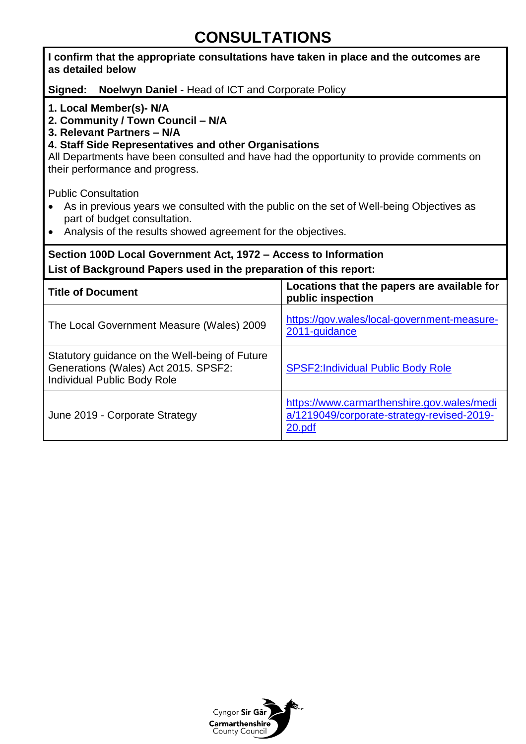# CONSULTATIONS

**I confirm that the appropriate consultations have taken in place and the outcomes are as detailed below**

**Signed: Noelwyn Daniel -** Head of ICT and Corporate Policy

**1. Local Member(s)- N/A**
**2. Community / Town Council – N/A**
**3. Relevant Partners – N/A**
**4. Staff Side Representatives and other Organisations**

All Departments have been consulted and have had the opportunity to provide comments on their performance and progress.

Public Consultation

- As in previous years we consulted with the public on the set of Well-being Objectives as part of budget consultation.
- Analysis of the results showed agreement for the objectives.

**Section 100D Local Government Act, 1972 – Access to Information**
**List of Background Papers used in the preparation of this report:**

| **Title of Document** | **Locations that the papers are available for public inspection** |
|---|---|
| The Local Government Measure (Wales) 2009 | https://gov.wales/local-government-measure-2011-guidance |
| Statutory guidance on the Well-being of Future Generations (Wales) Act 2015. SPSF2: Individual Public Body Role | SPSF2:Individual Public Body Role |
| June 2019 - Corporate Strategy | https://www.carmarthenshire.gov.wales/media/1219049/corporate-strategy-revised-2019-20.pdf |